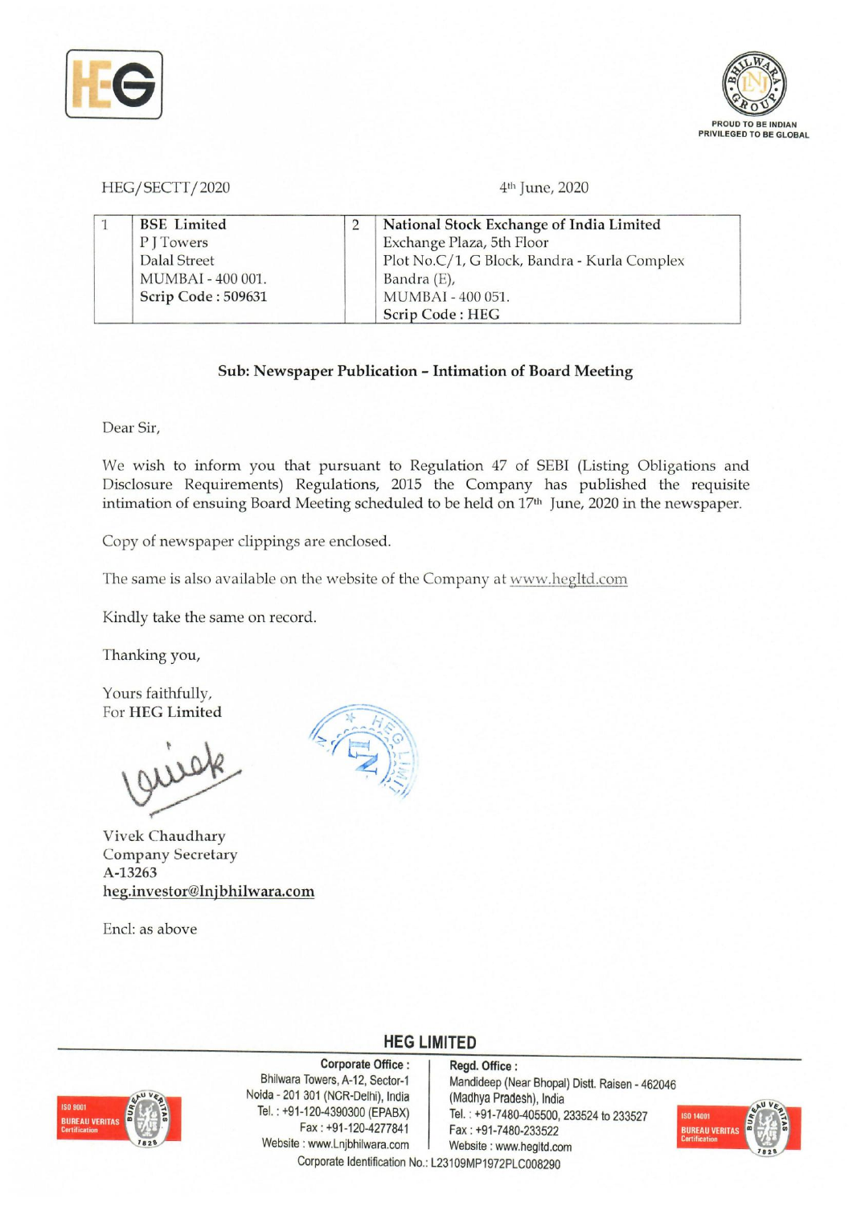PROUD TO BE INDIAN
PRIVILEGED TO BE GLOBAL

HEG/SECTT/2020

4th June, 2020

| 1 | **BSE Limited**<br>P J Towers<br>Dalal Street<br>MUMBAI - 400 001.<br>**Scrip Code : 509631** | 2 | **National Stock Exchange of India Limited**<br>Exchange Plaza, 5th Floor<br>Plot No.C/1, G Block, Bandra - Kurla Complex<br>Bandra (E),<br>MUMBAI - 400 051.<br>**Scrip Code : HEG** |
|---|---|---|---|

**Sub: Newspaper Publication – Intimation of Board Meeting**

Dear Sir,

We wish to inform you that pursuant to Regulation 47 of SEBI (Listing Obligations and Disclosure Requirements) Regulations, 2015 the Company has published the requisite intimation of ensuing Board Meeting scheduled to be held on 17th June, 2020 in the newspaper.

Copy of newspaper clippings are enclosed.

The same is also available on the website of the Company at www.hegltd.com

Kindly take the same on record.

Thanking you,

Yours faithfully,
For **HEG Limited**

Vivek Chaudhary
Company Secretary
A-13263
**heg.investor@lnjbhilwara.com**

Encl: as above

**HEG LIMITED**

**Corporate Office :** Bhilwara Towers, A-12, Sector-1, Noida - 201 301 (NCR-Delhi), India. Tel. : +91-120-4390300 (EPABX), Fax : +91-120-4277841, Website : www.Lnjbhilwara.com

**Regd. Office :** Mandideep (Near Bhopal) Distt. Raisen - 462046 (Madhya Pradesh), India. Tel. : +91-7480-405500, 233524 to 233527, Fax : +91-7480-233522, Website : www.hegltd.com

Corporate Identification No.: L23109MP1972PLC008290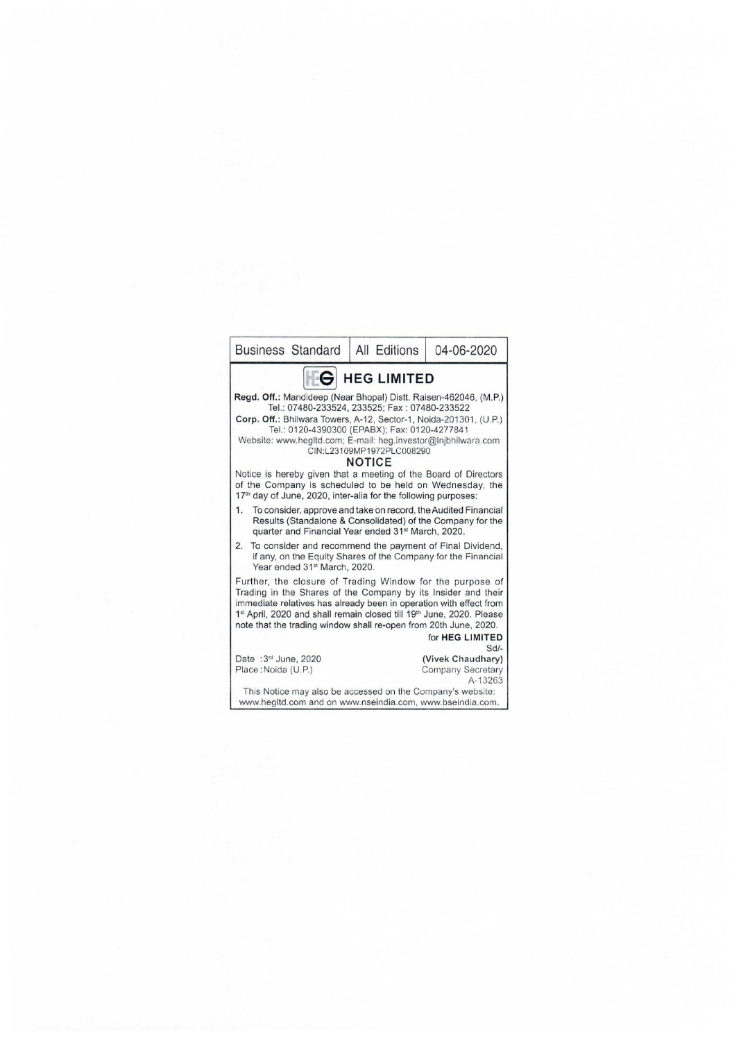| Business Standard | All Editions | 04-06-2020 |
| --- | --- | --- |

# HEG LIMITED

**Regd. Off.:** Mandideep (Near Bhopal) Distt. Raisen-462046, (M.P.)
Tel.: 07480-233524, 233525; Fax : 07480-233522
**Corp. Off.:** Bhilwara Towers, A-12, Sector-1, Noida-201301, (U.P.)
Tel.: 0120-4390300 (EPABX); Fax: 0120-4277841
Website: www.hegltd.com; E-mail: heg.investor@lnjbhilwara.com
CIN:L23109MP1972PLC008290

## NOTICE

Notice is hereby given that a meeting of the Board of Directors of the Company is scheduled to be held on Wednesday, the 17th day of June, 2020, inter-alia for the following purposes:

1. To consider, approve and take on record, the Audited Financial Results (Standalone & Consolidated) of the Company for the quarter and Financial Year ended 31st March, 2020.
2. To consider and recommend the payment of Final Dividend, if any, on the Equity Shares of the Company for the Financial Year ended 31st March, 2020.

Further, the closure of Trading Window for the purpose of Trading in the Shares of the Company by its Insider and their immediate relatives has already been in operation with effect from 1st April, 2020 and shall remain closed till 19th June, 2020. Please note that the trading window shall re-open from 20th June, 2020.

for **HEG LIMITED**
Sd/-
**(Vivek Chaudhary)**
Company Secretary
A-13263

Date : 3rd June, 2020
Place : Noida (U.P.)

This Notice may also be accessed on the Company's website: www.hegltd.com and on www.nseindia.com, www.bseindia.com.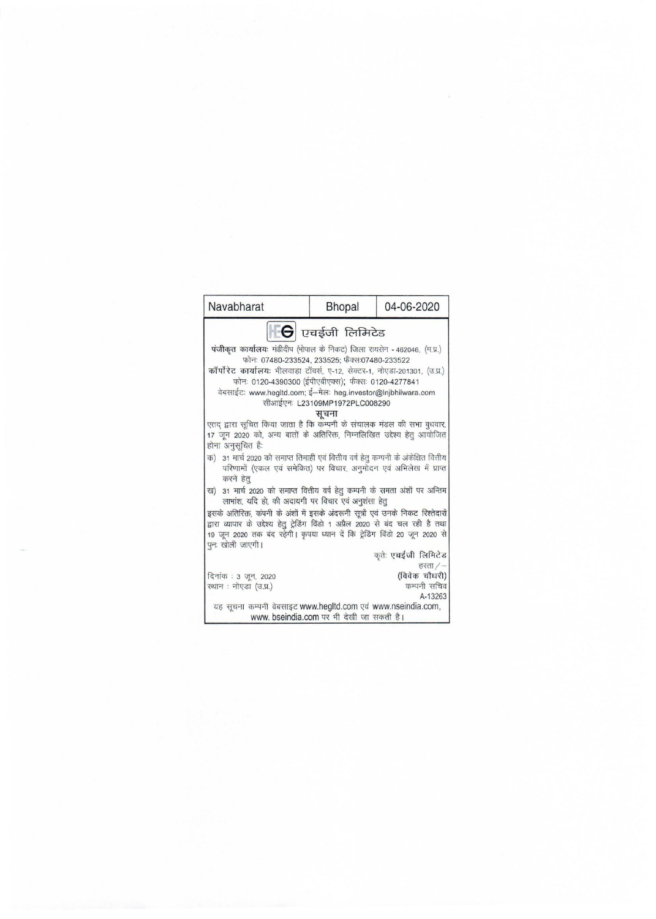| Navabharat | Bhopal | 04-06-2020 |
|---|---|---|

# एचईजी लिमिटेड

**पंजीकृत कार्यालयः** मंडीदीप (भोपाल के निकट) जिला रायसेन - 462046, (म.प्र.)
फोन: 07480-233524, 233525; फैक्स:07480-233522

**कॉर्पोरेट कार्यालयः** भीलवाड़ा टॉवर्स, ए-12, सेक्टर-1, नोएडा-201301, (उ.प्र.)
फोन: 0120-4390300 (ईपीएबीएक्स); फैक्स: 0120-4277841

वेबसाईटः www.hegltd.com; ई–मेलः heg.investor@lnjbhilwara.com
सीआईएनः L23109MP1972PLC008290

## सूचना

एतद् द्वारा सूचित किया जाता है कि कम्पनी के संचालक मंडल की सभा बुधवार, 17 जून 2020 को, अन्य बातों के अतिरिक्त, निम्नलिखित उद्देश्य हेतु आयोजित होना अनुसूचित हैः

क) 31 मार्च 2020 को समाप्त तिमाही एवं वित्तीय वर्ष हेतु कम्पनी के अंकेक्षित वित्तीय परिणामों (एकल एवं समेकित) पर विचार, अनुमोदन एवं अभिलेख में प्राप्त करने हेतु

ख) 31 मार्च 2020 को समाप्त वित्तीय वर्ष हेतु कम्पनी के समता अंशों पर अन्तिम लाभांश, यदि हो, की अदायगी पर विचार एवं अनुशंसा हेतु

इसके अतिरिक्त, कंपनी के अंशों में इसके अंदरूनी सूत्रों एवं उनके निकट रिश्तेदारों द्वारा व्यापार के उद्देश्य हेतु ट्रेडिंग विंडो 1 अप्रैल 2020 से बंद चल रही है तथा 19 जून 2020 तक बंद रहेगी। कृपया ध्यान दें कि ट्रेडिंग विंडो 20 जून 2020 से पुनः खोली जाएगी।

कृते: एचईजी लिमिटेड
हस्ता/–
(विवेक चौधरी)
कम्पनी सचिव
A-13263

दिनांक : 3 जून, 2020
स्थान : नोएडा (उ.प्र.)

यह सूचना कम्पनी वेबसाइट www.hegltd.com एवं www.nseindia.com, www.bseindia.com पर भी देखी जा सकती है।